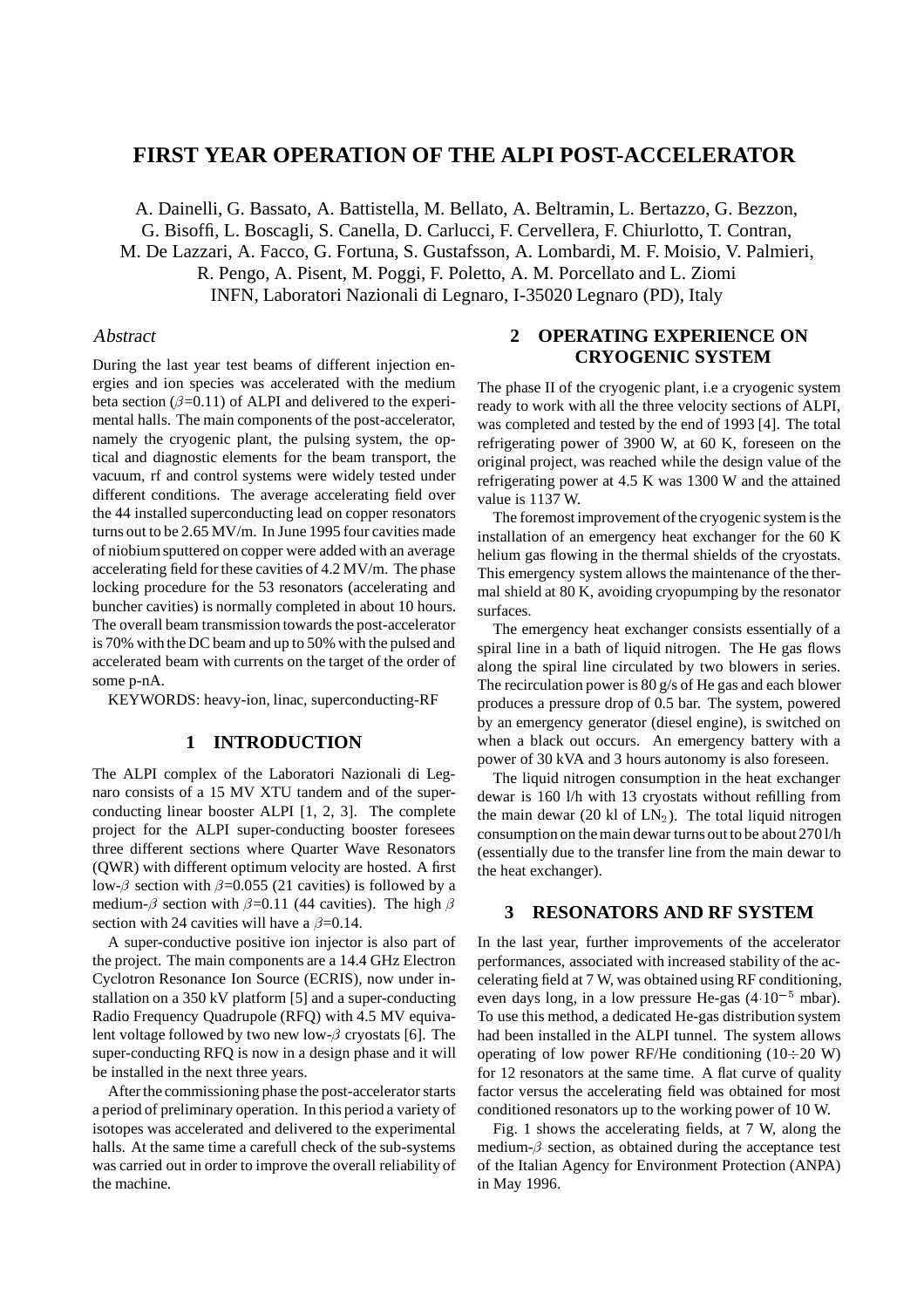# FIRST YEAR OPERATION OF THE ALPI POST-ACCELERATOR

A. Dainelli, G. Bassato, A. Battistella, M. Bellato, A. Beltramin, L. Bertazzo, G. Bezzon, G. Bisoffi, L. Boscagli, S. Canella, D. Carlucci, F. Cervellera, F. Chiurlotto, T. Contran, M. De Lazzari, A. Facco, G. Fortuna, S. Gustafsson, A. Lombardi, M. F. Moisio, V. Palmieri, R. Pengo, A. Pisent, M. Poggi, F. Poletto, A. M. Porcellato and L. Ziomi
INFN, Laboratori Nazionali di Legnaro, I-35020 Legnaro (PD), Italy

## *Abstract*

During the last year test beams of different injection energies and ion species was accelerated with the medium beta section ($\beta$=0.11) of ALPI and delivered to the experimental halls. The main components of the post-accelerator, namely the cryogenic plant, the pulsing system, the optical and diagnostic elements for the beam transport, the vacuum, rf and control systems were widely tested under different conditions. The average accelerating field over the 44 installed superconducting lead on copper resonators turns out to be 2.65 MV/m. In June 1995 four cavities made of niobium sputtered on copper were added with an average accelerating field for these cavities of 4.2 MV/m. The phase locking procedure for the 53 resonators (accelerating and buncher cavities) is normally completed in about 10 hours. The overall beam transmission towards the post-accelerator is 70% with the DC beam and up to 50% with the pulsed and accelerated beam with currents on the target of the order of some p-nA.

KEYWORDS: heavy-ion, linac, superconducting-RF

## 1 INTRODUCTION

The ALPI complex of the Laboratori Nazionali di Legnaro consists of a 15 MV XTU tandem and of the superconducting linear booster ALPI [1, 2, 3]. The complete project for the ALPI super-conducting booster foresees three different sections where Quarter Wave Resonators (QWR) with different optimum velocity are hosted. A first low-$\beta$ section with $\beta$=0.055 (21 cavities) is followed by a medium-$\beta$ section with $\beta$=0.11 (44 cavities). The high $\beta$ section with 24 cavities will have a $\beta$=0.14.

A super-conductive positive ion injector is also part of the project. The main components are a 14.4 GHz Electron Cyclotron Resonance Ion Source (ECRIS), now under installation on a 350 kV platform [5] and a super-conducting Radio Frequency Quadrupole (RFQ) with 4.5 MV equivalent voltage followed by two new low-$\beta$ cryostats [6]. The super-conducting RFQ is now in a design phase and it will be installed in the next three years.

After the commissioning phase the post-accelerator starts a period of preliminary operation. In this period a variety of isotopes was accelerated and delivered to the experimental halls. At the same time a carefull check of the sub-systems was carried out in order to improve the overall reliability of the machine.

## 2 OPERATING EXPERIENCE ON CRYOGENIC SYSTEM

The phase II of the cryogenic plant, i.e a cryogenic system ready to work with all the three velocity sections of ALPI, was completed and tested by the end of 1993 [4]. The total refrigerating power of 3900 W, at 60 K, foreseen on the original project, was reached while the design value of the refrigerating power at 4.5 K was 1300 W and the attained value is 1137 W.

The foremost improvement of the cryogenic system is the installation of an emergency heat exchanger for the 60 K helium gas flowing in the thermal shields of the cryostats. This emergency system allows the maintenance of the thermal shield at 80 K, avoiding cryopumping by the resonator surfaces.

The emergency heat exchanger consists essentially of a spiral line in a bath of liquid nitrogen. The He gas flows along the spiral line circulated by two blowers in series. The recirculation power is 80 g/s of He gas and each blower produces a pressure drop of 0.5 bar. The system, powered by an emergency generator (diesel engine), is switched on when a black out occurs. An emergency battery with a power of 30 kVA and 3 hours autonomy is also foreseen.

The liquid nitrogen consumption in the heat exchanger dewar is 160 l/h with 13 cryostats without refilling from the main dewar (20 kl of $LN_2$). The total liquid nitrogen consumption on the main dewar turns out to be about 270 l/h (essentially due to the transfer line from the main dewar to the heat exchanger).

## 3 RESONATORS AND RF SYSTEM

In the last year, further improvements of the accelerator performances, associated with increased stability of the accelerating field at 7 W, was obtained using RF conditioning, even days long, in a low pressure He-gas ($4{\cdot}10^{-5}$ mbar). To use this method, a dedicated He-gas distribution system had been installed in the ALPI tunnel. The system allows operating of low power RF/He conditioning ($10{\div}20$ W) for 12 resonators at the same time. A flat curve of quality factor versus the accelerating field was obtained for most conditioned resonators up to the working power of 10 W.

Fig. 1 shows the accelerating fields, at 7 W, along the medium-$\beta$ section, as obtained during the acceptance test of the Italian Agency for Environment Protection (ANPA) in May 1996.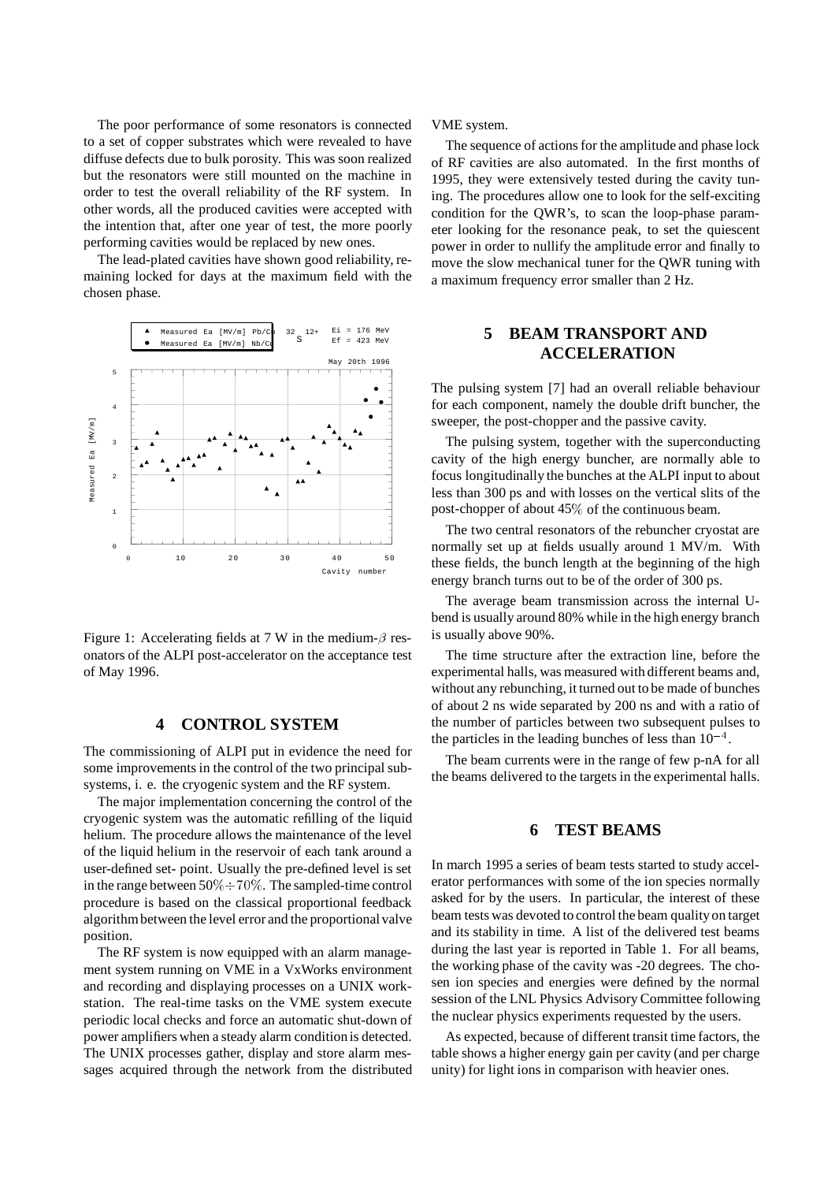The poor performance of some resonators is connected to a set of copper substrates which were revealed to have diffuse defects due to bulk porosity. This was soon realized but the resonators were still mounted on the machine in order to test the overall reliability of the RF system. In other words, all the produced cavities were accepted with the intention that, after one year of test, the more poorly performing cavities would be replaced by new ones.

The lead-plated cavities have shown good reliability, remaining locked for days at the maximum field with the chosen phase.

Figure 1: Accelerating fields at 7 W in the medium-$\beta$ resonators of the ALPI post-accelerator on the acceptance test of May 1996.

## 4 CONTROL SYSTEM

The commissioning of ALPI put in evidence the need for some improvements in the control of the two principal subsystems, i. e. the cryogenic system and the RF system.

The major implementation concerning the control of the cryogenic system was the automatic refilling of the liquid helium. The procedure allows the maintenance of the level of the liquid helium in the reservoir of each tank around a user-defined set- point. Usually the pre-defined level is set in the range between $50\% \div 70\%$. The sampled-time control procedure is based on the classical proportional feedback algorithm between the level error and the proportional valve position.

The RF system is now equipped with an alarm management system running on VME in a VxWorks environment and recording and displaying processes on a UNIX workstation. The real-time tasks on the VME system execute periodic local checks and force an automatic shut-down of power amplifiers when a steady alarm condition is detected. The UNIX processes gather, display and store alarm messages acquired through the network from the distributed VME system.

The sequence of actions for the amplitude and phase lock of RF cavities are also automated. In the first months of 1995, they were extensively tested during the cavity tuning. The procedures allow one to look for the self-exciting condition for the QWR's, to scan the loop-phase parameter looking for the resonance peak, to set the quiescent power in order to nullify the amplitude error and finally to move the slow mechanical tuner for the QWR tuning with a maximum frequency error smaller than 2 Hz.

## 5 BEAM TRANSPORT AND ACCELERATION

The pulsing system [7] had an overall reliable behaviour for each component, namely the double drift buncher, the sweeper, the post-chopper and the passive cavity.

The pulsing system, together with the superconducting cavity of the high energy buncher, are normally able to focus longitudinally the bunches at the ALPI input to about less than 300 ps and with losses on the vertical slits of the post-chopper of about 45$\%$ of the continuous beam.

The two central resonators of the rebuncher cryostat are normally set up at fields usually around 1 MV/m. With these fields, the bunch length at the beginning of the high energy branch turns out to be of the order of 300 ps.

The average beam transmission across the internal U-bend is usually around 80% while in the high energy branch is usually above 90%.

The time structure after the extraction line, before the experimental halls, was measured with different beams and, without any rebunching, it turned out to be made of bunches of about 2 ns wide separated by 200 ns and with a ratio of the number of particles between two subsequent pulses to the particles in the leading bunches of less than $10^{-4}$.

The beam currents were in the range of few p-nA for all the beams delivered to the targets in the experimental halls.

## 6 TEST BEAMS

In march 1995 a series of beam tests started to study accelerator performances with some of the ion species normally asked for by the users. In particular, the interest of these beam tests was devoted to control the beam quality on target and its stability in time. A list of the delivered test beams during the last year is reported in Table 1. For all beams, the working phase of the cavity was -20 degrees. The chosen ion species and energies were defined by the normal session of the LNL Physics Advisory Committee following the nuclear physics experiments requested by the users.

As expected, because of different transit time factors, the table shows a higher energy gain per cavity (and per charge unity) for light ions in comparison with heavier ones.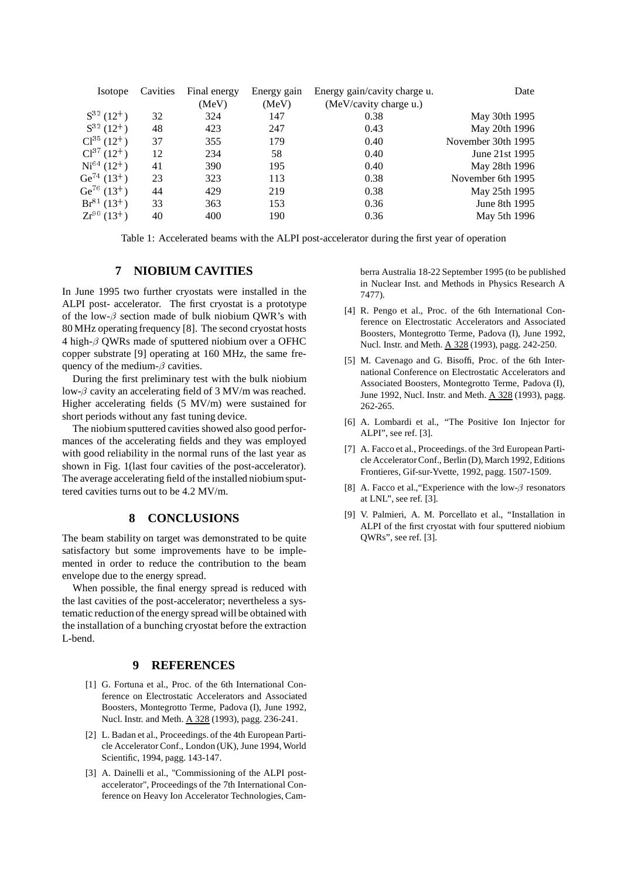| Isotope | Cavities | Final energy (MeV) | Energy gain (MeV) | Energy gain/cavity charge u. (MeV/cavity charge u.) | Date |
|---|---|---|---|---|---|
| $S^{32}$ $(12^+)$ | 32 | 324 | 147 | 0.38 | May 30th 1995 |
| $S^{32}$ $(12^+)$ | 48 | 423 | 247 | 0.43 | May 20th 1996 |
| $Cl^{35}$ $(12^+)$ | 37 | 355 | 179 | 0.40 | November 30th 1995 |
| $Cl^{37}$ $(12^+)$ | 12 | 234 | 58 | 0.40 | June 21st 1995 |
| $Ni^{64}$ $(12^+)$ | 41 | 390 | 195 | 0.40 | May 28th 1996 |
| $Ge^{74}$ $(13^+)$ | 23 | 323 | 113 | 0.38 | November 6th 1995 |
| $Ge^{76}$ $(13^+)$ | 44 | 429 | 219 | 0.38 | May 25th 1995 |
| $Br^{81}$ $(13^+)$ | 33 | 363 | 153 | 0.36 | June 8th 1995 |
| $Zr^{90}$ $(13^+)$ | 40 | 400 | 190 | 0.36 | May 5th 1996 |

Table 1: Accelerated beams with the ALPI post-accelerator during the first year of operation

## 7 NIOBIUM CAVITIES

In June 1995 two further cryostats were installed in the ALPI post- accelerator. The first cryostat is a prototype of the low-$\beta$ section made of bulk niobium QWR's with 80 MHz operating frequency [8]. The second cryostat hosts 4 high-$\beta$ QWRs made of sputtered niobium over a OFHC copper substrate [9] operating at 160 MHz, the same frequency of the medium-$\beta$ cavities.

During the first preliminary test with the bulk niobium low-$\beta$ cavity an accelerating field of 3 MV/m was reached. Higher accelerating fields (5 MV/m) were sustained for short periods without any fast tuning device.

The niobium sputtered cavities showed also good performances of the accelerating fields and they was employed with good reliability in the normal runs of the last year as shown in Fig. 1(last four cavities of the post-accelerator). The average accelerating field of the installed niobium sputtered cavities turns out to be 4.2 MV/m.

## 8 CONCLUSIONS

The beam stability on target was demonstrated to be quite satisfactory but some improvements have to be implemented in order to reduce the contribution to the beam envelope due to the energy spread.

When possible, the final energy spread is reduced with the last cavities of the post-accelerator; nevertheless a systematic reduction of the energy spread will be obtained with the installation of a bunching cryostat before the extraction L-bend.

## 9 REFERENCES

[1] G. Fortuna et al., Proc. of the 6th International Conference on Electrostatic Accelerators and Associated Boosters, Montegrotto Terme, Padova (I), June 1992, Nucl. Instr. and Meth. A 328 (1993), pagg. 236-241.

[2] L. Badan et al., Proceedings. of the 4th European Particle Accelerator Conf., London (UK), June 1994, World Scientific, 1994, pagg. 143-147.

[3] A. Dainelli et al., "Commissioning of the ALPI post-accelerator", Proceedings of the 7th International Conference on Heavy Ion Accelerator Technologies, Canberra Australia 18-22 September 1995 (to be published in Nuclear Inst. and Methods in Physics Research A 7477).

[4] R. Pengo et al., Proc. of the 6th International Conference on Electrostatic Accelerators and Associated Boosters, Montegrotto Terme, Padova (I), June 1992, Nucl. Instr. and Meth. A 328 (1993), pagg. 242-250.

[5] M. Cavenago and G. Bisoffi, Proc. of the 6th International Conference on Electrostatic Accelerators and Associated Boosters, Montegrotto Terme, Padova (I), June 1992, Nucl. Instr. and Meth. A 328 (1993), pagg. 262-265.

[6] A. Lombardi et al., "The Positive Ion Injector for ALPI", see ref. [3].

[7] A. Facco et al., Proceedings. of the 3rd European Particle Accelerator Conf., Berlin (D), March 1992, Editions Frontieres, Gif-sur-Yvette, 1992, pagg. 1507-1509.

[8] A. Facco et al.,"Experience with the low-$\beta$ resonators at LNL", see ref. [3].

[9] V. Palmieri, A. M. Porcellato et al., "Installation in ALPI of the first cryostat with four sputtered niobium QWRs", see ref. [3].